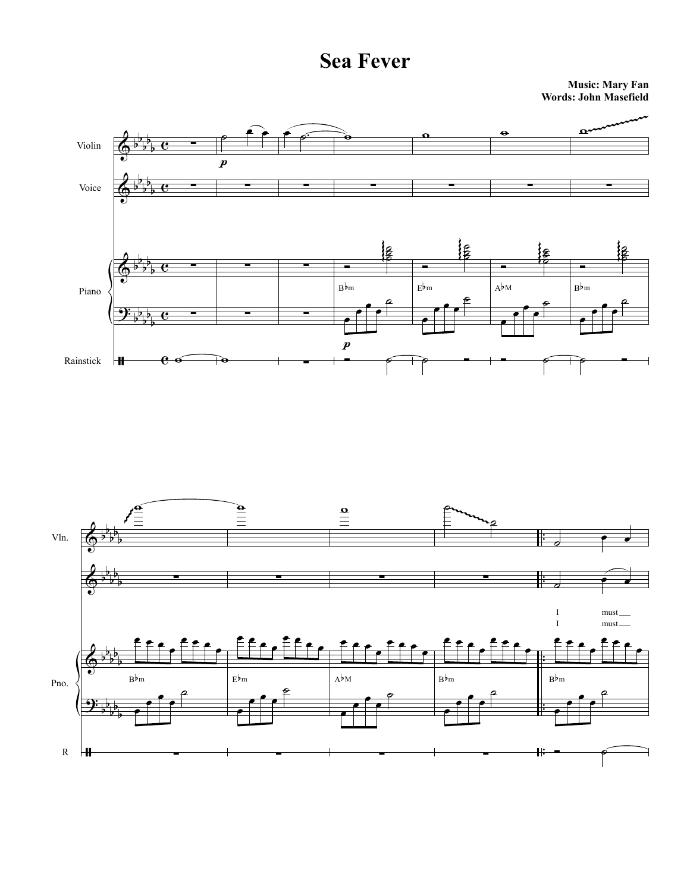# Sea Fever

**Music: Mary Fan**
**Words: John Masefield**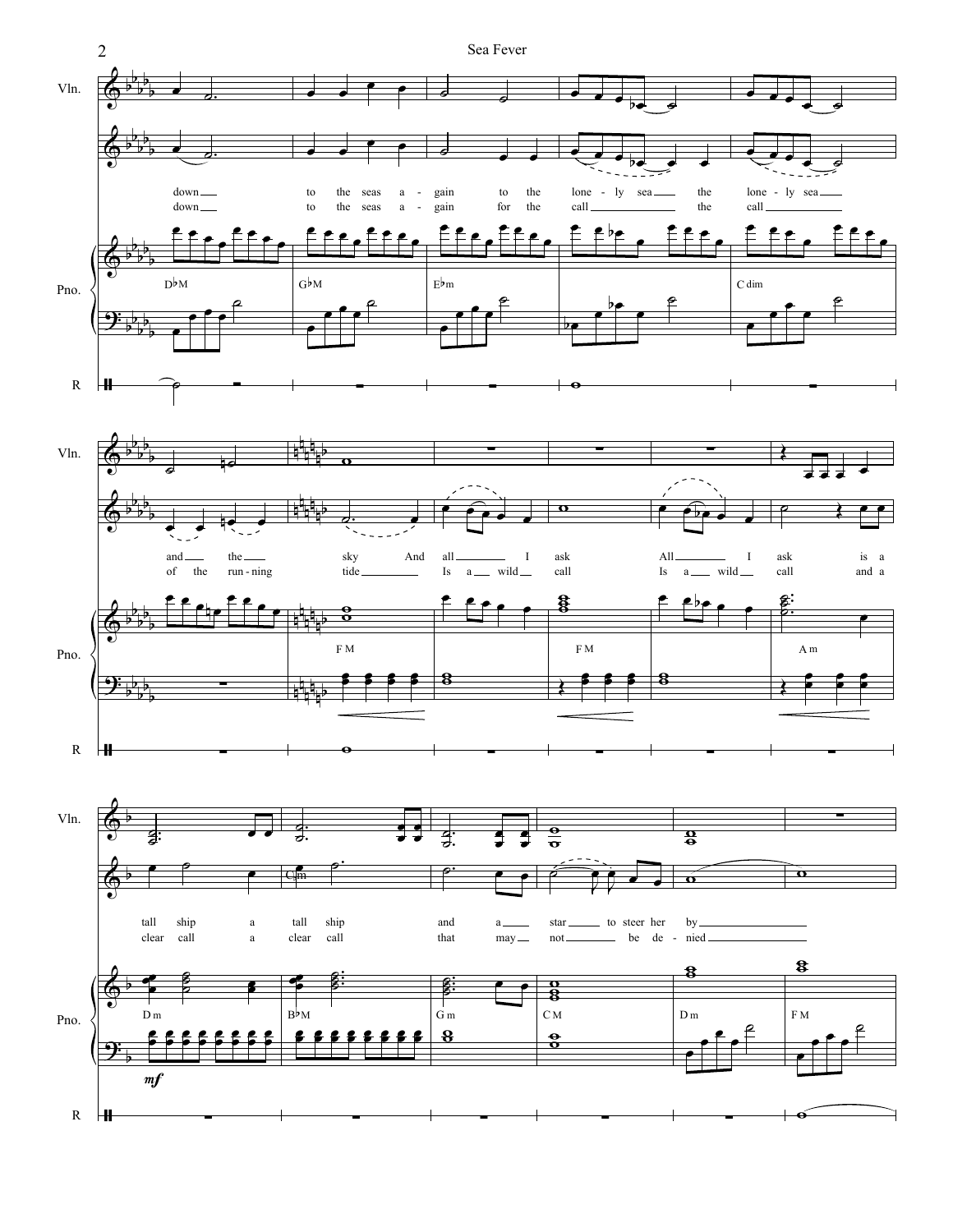Sea Fever

Vln.

down to the seas a - gain to the lone - ly sea the lone - ly sea
down to the seas a - gain for the call the call

and the sky And all I ask All I ask is a
of the run - ning tide Is a wild call Is a wild call and a

tall ship a tall ship and a star to steer her by
clear call a clear call that may not be de - nied

Pno.

D♭M G♭M E♭m C dim F M F M A m D m B♭M G m C M D m F M

*mf*

R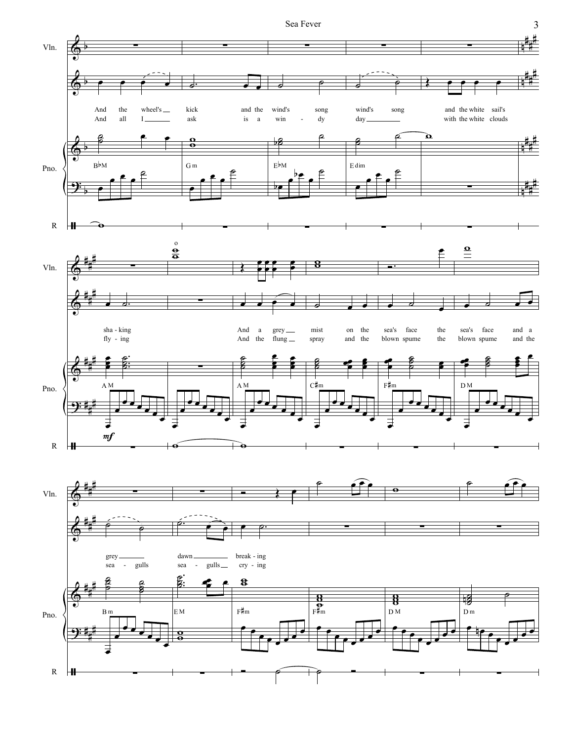Vln.

Pno.

R

And the wheel's kick and the wind's song wind's song and the white sail's
And all I ask is a win - dy day with the white clouds

B♭M | Gm | E♭M | E dim

sha - king And a grey mist on the sea's face the sea's face and a
fly - ing And the flung spray and the blown spume the blown spume and the

A M | A M | C♯m | F♯m | D M

*mf*

grey dawn break - ing
sea - gulls sea - gulls cry - ing

B m | E M | F♯m | F♯m | D M | D m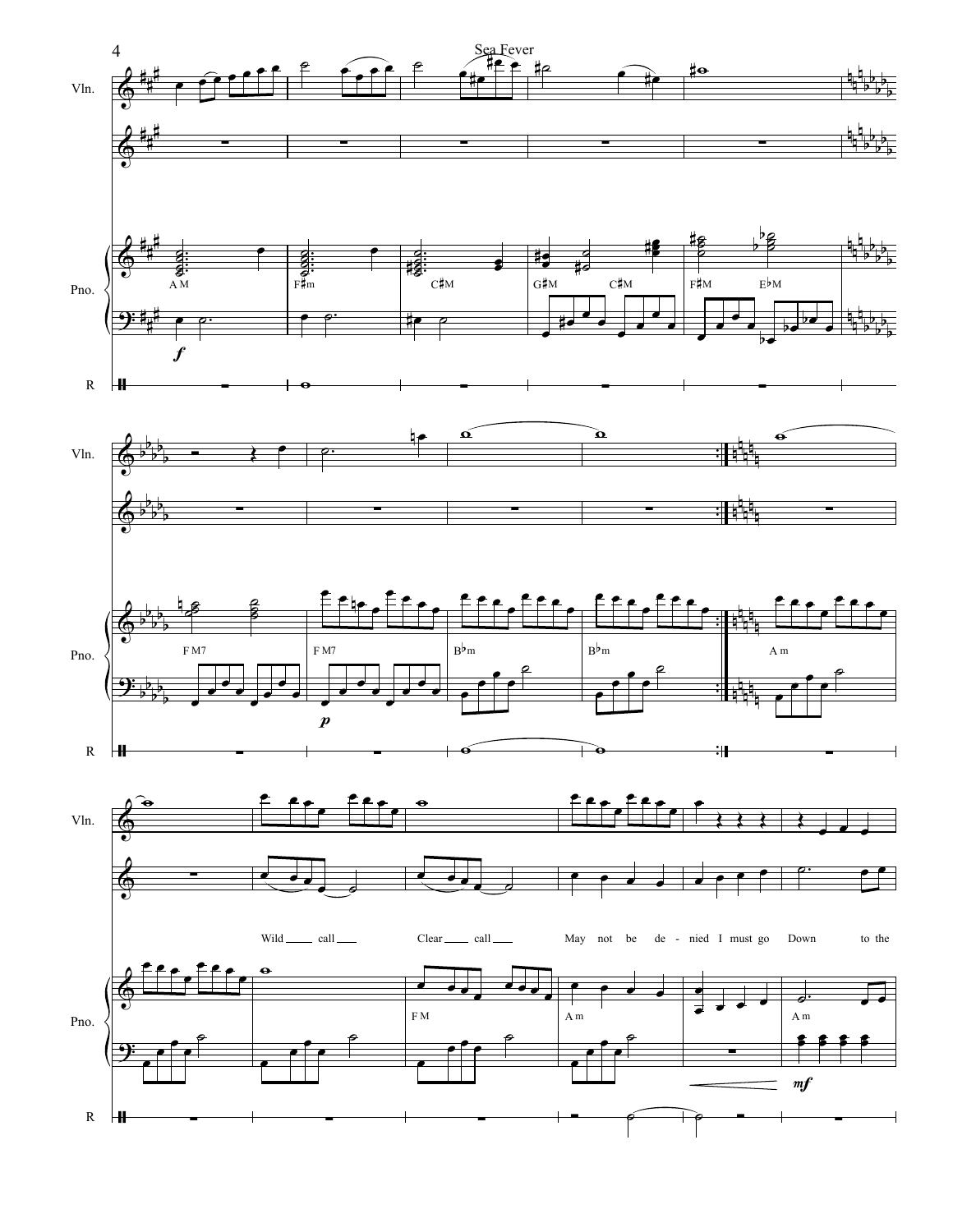Vln.

Pno.

R

A M | F♯m | C♯M | G♯M C♯M | F♯M E♭M

F M7 | F M7 | B♭m | B♭m | A m

Wild ___ call ___ Clear ___ call ___ May not be de - nied I must go Down to the

F M | A m | A m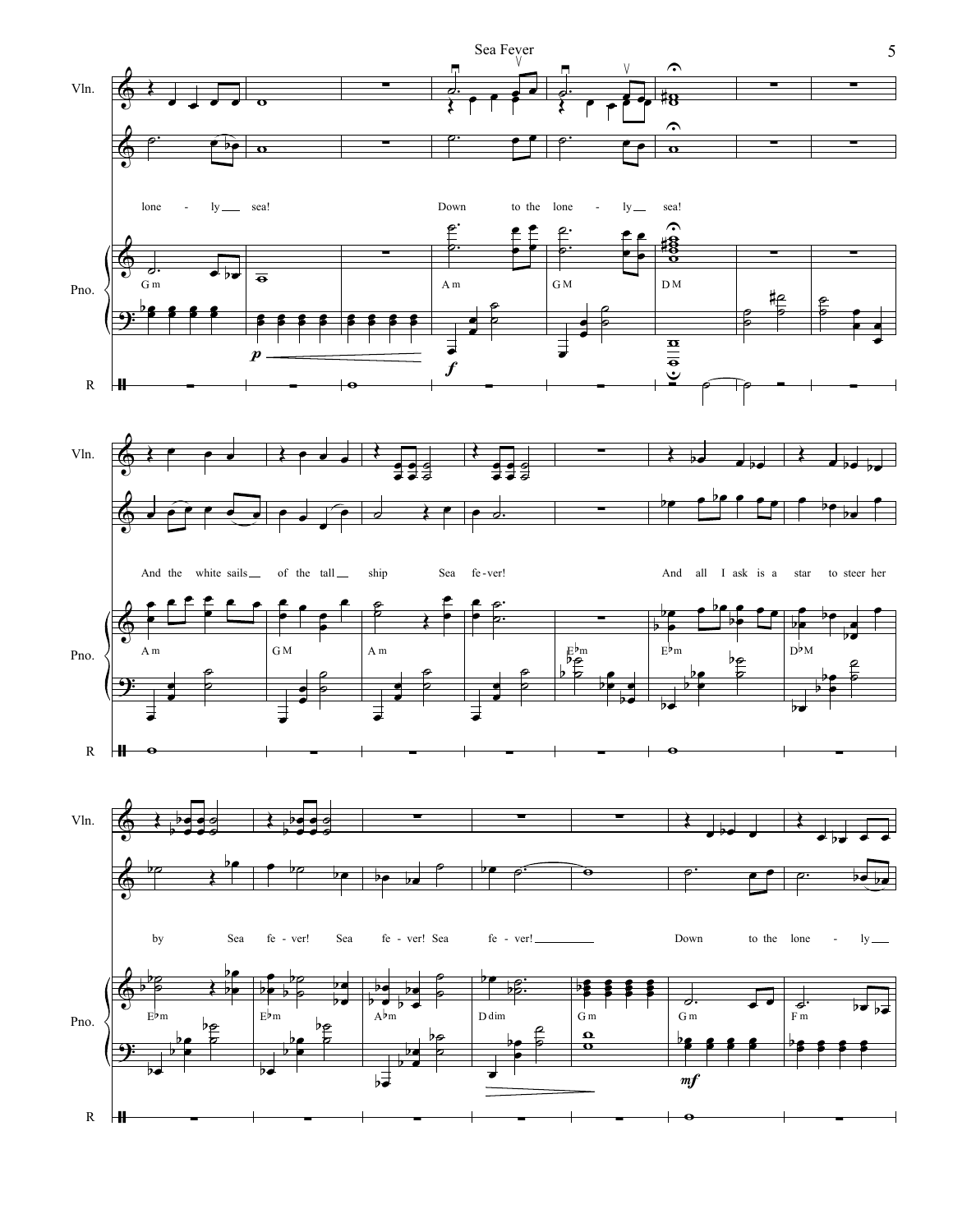Vln.

Pno.

R

lone - ly sea! Down to the lone - ly sea!

G m A m G M D M

*p* *f*

And the white sails of the tall ship Sea fe - ver! And all I ask is a star to steer her

A m G M A m E♭m E♭m D♭M

by Sea fe - ver! Sea fe - ver! Sea fe - ver! Down to the lone - ly

E♭m E♭m A♭m D dim G m G m F m

*mf*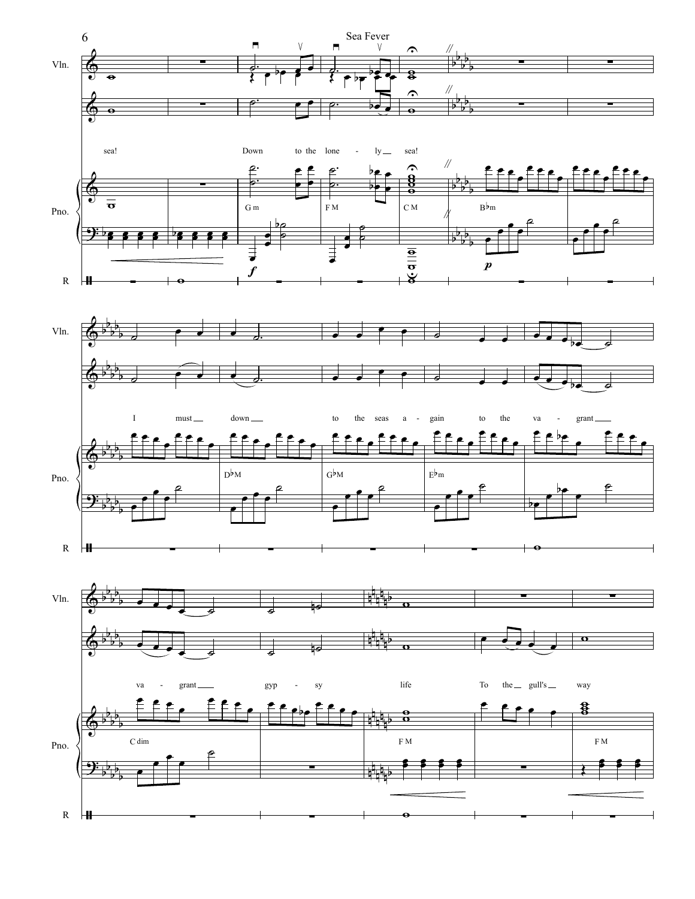Sea Fever

Vln.

sea! Down to the lone - ly sea!

I must down to the seas a - gain to the va - grant

va - grant gyp - sy life To the gull's way

Pno.

G m F M C M B♭m D♭M G♭M E♭m C dim F M F M

R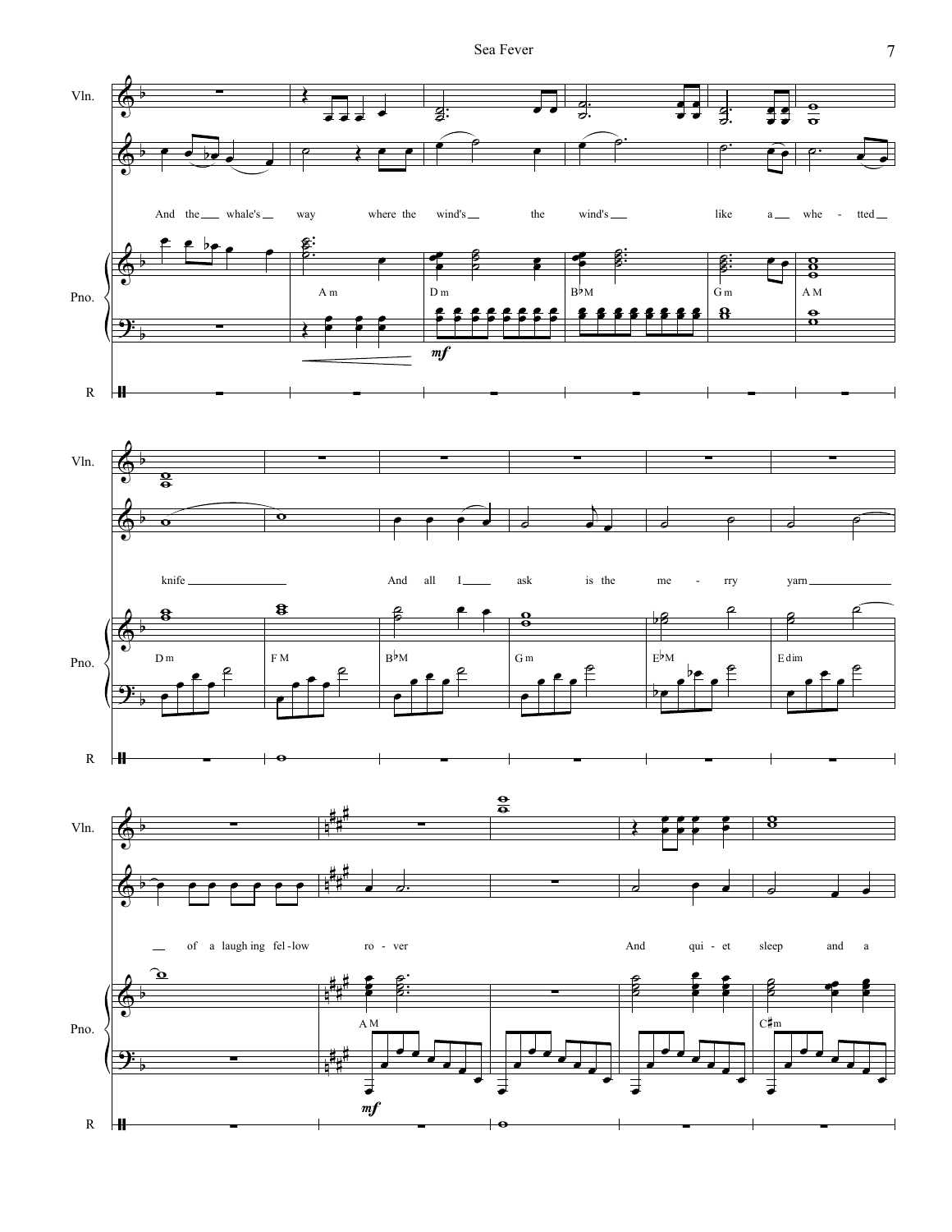And the whale's way where the wind's the wind's like a whe-tted knife

And all I ask is the me-rry yarn of a laughing fel-low ro-ver

And qui-et sleep and a